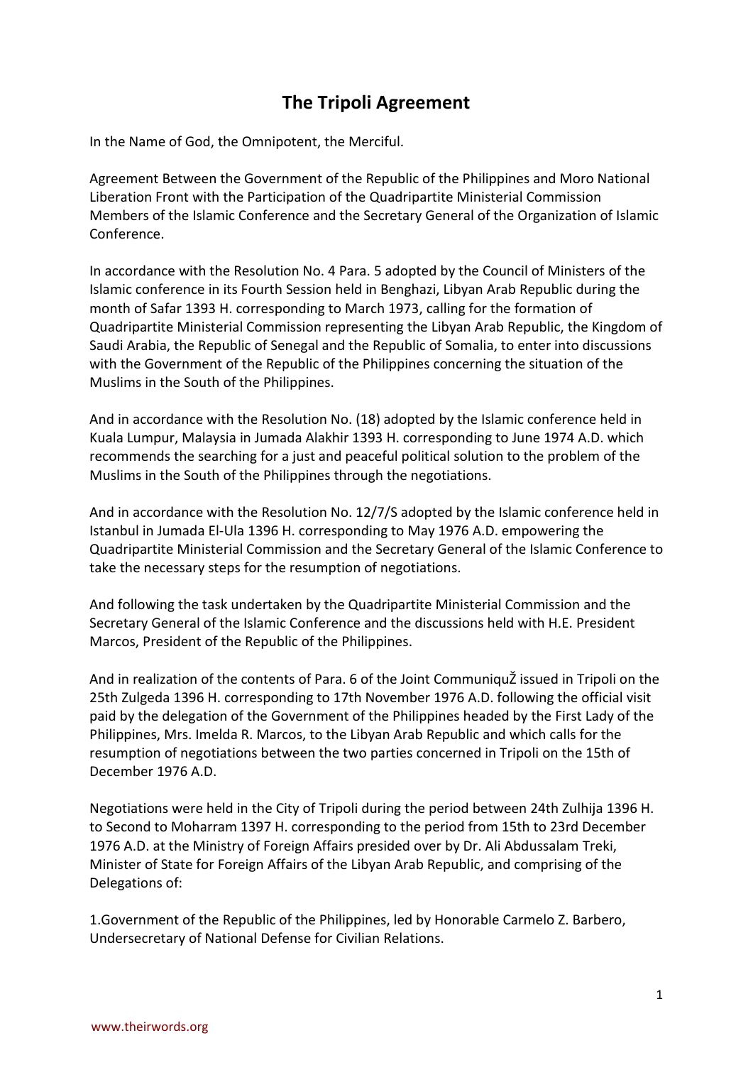# The Tripoli Agreement

In the Name of God, the Omnipotent, the Merciful.

Agreement Between the Government of the Republic of the Philippines and Moro National Liberation Front with the Participation of the Quadripartite Ministerial Commission Members of the Islamic Conference and the Secretary General of the Organization of Islamic Conference.

In accordance with the Resolution No. 4 Para. 5 adopted by the Council of Ministers of the Islamic conference in its Fourth Session held in Benghazi, Libyan Arab Republic during the month of Safar 1393 H. corresponding to March 1973, calling for the formation of Quadripartite Ministerial Commission representing the Libyan Arab Republic, the Kingdom of Saudi Arabia, the Republic of Senegal and the Republic of Somalia, to enter into discussions with the Government of the Republic of the Philippines concerning the situation of the Muslims in the South of the Philippines.

And in accordance with the Resolution No. (18) adopted by the Islamic conference held in Kuala Lumpur, Malaysia in Jumada Alakhir 1393 H. corresponding to June 1974 A.D. which recommends the searching for a just and peaceful political solution to the problem of the Muslims in the South of the Philippines through the negotiations.

And in accordance with the Resolution No. 12/7/S adopted by the Islamic conference held in Istanbul in Jumada El-Ula 1396 H. corresponding to May 1976 A.D. empowering the Quadripartite Ministerial Commission and the Secretary General of the Islamic Conference to take the necessary steps for the resumption of negotiations.

And following the task undertaken by the Quadripartite Ministerial Commission and the Secretary General of the Islamic Conference and the discussions held with H.E. President Marcos, President of the Republic of the Philippines.

And in realization of the contents of Para. 6 of the Joint CommuniquŽ issued in Tripoli on the 25th Zulgeda 1396 H. corresponding to 17th November 1976 A.D. following the official visit paid by the delegation of the Government of the Philippines headed by the First Lady of the Philippines, Mrs. Imelda R. Marcos, to the Libyan Arab Republic and which calls for the resumption of negotiations between the two parties concerned in Tripoli on the 15th of December 1976 A.D.

Negotiations were held in the City of Tripoli during the period between 24th Zulhija 1396 H. to Second to Moharram 1397 H. corresponding to the period from 15th to 23rd December 1976 A.D. at the Ministry of Foreign Affairs presided over by Dr. Ali Abdussalam Treki, Minister of State for Foreign Affairs of the Libyan Arab Republic, and comprising of the Delegations of:

1.Government of the Republic of the Philippines, led by Honorable Carmelo Z. Barbero, Undersecretary of National Defense for Civilian Relations.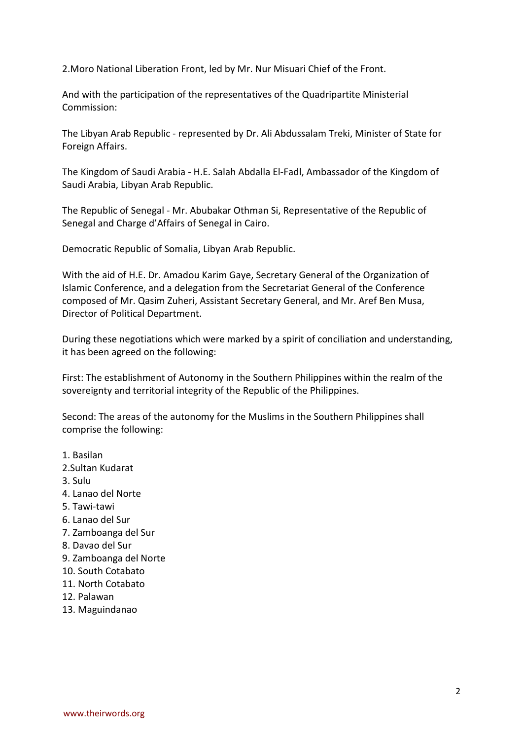2.Moro National Liberation Front, led by Mr. Nur Misuari Chief of the Front.

And with the participation of the representatives of the Quadripartite Ministerial Commission:

The Libyan Arab Republic - represented by Dr. Ali Abdussalam Treki, Minister of State for Foreign Affairs.

The Kingdom of Saudi Arabia - H.E. Salah Abdalla El-Fadl, Ambassador of the Kingdom of Saudi Arabia, Libyan Arab Republic.

The Republic of Senegal - Mr. Abubakar Othman Si, Representative of the Republic of Senegal and Charge d'Affairs of Senegal in Cairo.

Democratic Republic of Somalia, Libyan Arab Republic.

With the aid of H.E. Dr. Amadou Karim Gaye, Secretary General of the Organization of Islamic Conference, and a delegation from the Secretariat General of the Conference composed of Mr. Qasim Zuheri, Assistant Secretary General, and Mr. Aref Ben Musa, Director of Political Department.

During these negotiations which were marked by a spirit of conciliation and understanding, it has been agreed on the following:

First: The establishment of Autonomy in the Southern Philippines within the realm of the sovereignty and territorial integrity of the Republic of the Philippines.

Second: The areas of the autonomy for the Muslims in the Southern Philippines shall comprise the following:

1. Basilan
2. Sultan Kudarat
3. Sulu
4. Lanao del Norte
5. Tawi-tawi
6. Lanao del Sur
7. Zamboanga del Sur
8. Davao del Sur
9. Zamboanga del Norte
10. South Cotabato
11. North Cotabato
12. Palawan
13. Maguindanao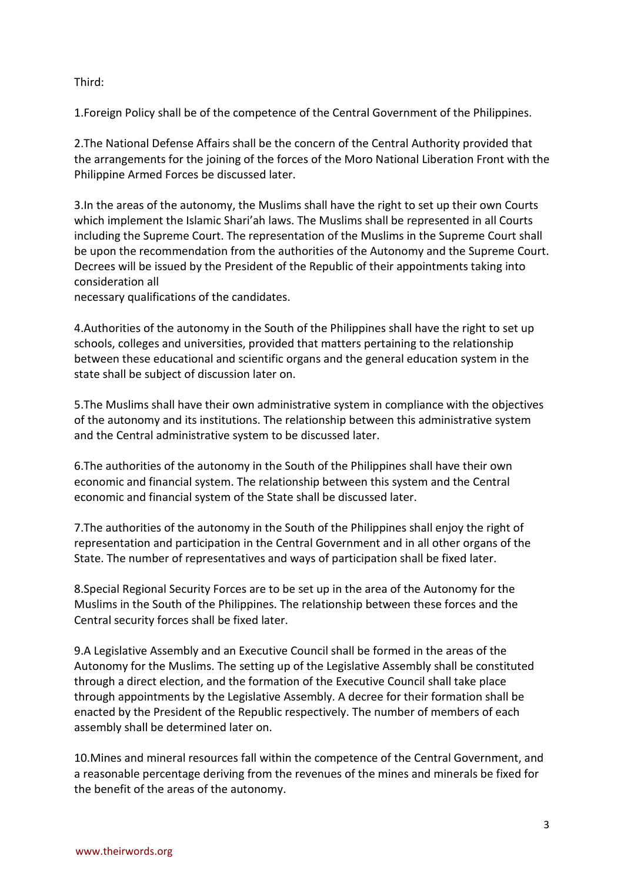Third:

1. Foreign Policy shall be of the competence of the Central Government of the Philippines.

2. The National Defense Affairs shall be the concern of the Central Authority provided that the arrangements for the joining of the forces of the Moro National Liberation Front with the Philippine Armed Forces be discussed later.

3. In the areas of the autonomy, the Muslims shall have the right to set up their own Courts which implement the Islamic Shari'ah laws. The Muslims shall be represented in all Courts including the Supreme Court. The representation of the Muslims in the Supreme Court shall be upon the recommendation from the authorities of the Autonomy and the Supreme Court. Decrees will be issued by the President of the Republic of their appointments taking into consideration all necessary qualifications of the candidates.

4. Authorities of the autonomy in the South of the Philippines shall have the right to set up schools, colleges and universities, provided that matters pertaining to the relationship between these educational and scientific organs and the general education system in the state shall be subject of discussion later on.

5. The Muslims shall have their own administrative system in compliance with the objectives of the autonomy and its institutions. The relationship between this administrative system and the Central administrative system to be discussed later.

6. The authorities of the autonomy in the South of the Philippines shall have their own economic and financial system. The relationship between this system and the Central economic and financial system of the State shall be discussed later.

7. The authorities of the autonomy in the South of the Philippines shall enjoy the right of representation and participation in the Central Government and in all other organs of the State. The number of representatives and ways of participation shall be fixed later.

8. Special Regional Security Forces are to be set up in the area of the Autonomy for the Muslims in the South of the Philippines. The relationship between these forces and the Central security forces shall be fixed later.

9. A Legislative Assembly and an Executive Council shall be formed in the areas of the Autonomy for the Muslims. The setting up of the Legislative Assembly shall be constituted through a direct election, and the formation of the Executive Council shall take place through appointments by the Legislative Assembly. A decree for their formation shall be enacted by the President of the Republic respectively. The number of members of each assembly shall be determined later on.

10. Mines and mineral resources fall within the competence of the Central Government, and a reasonable percentage deriving from the revenues of the mines and minerals be fixed for the benefit of the areas of the autonomy.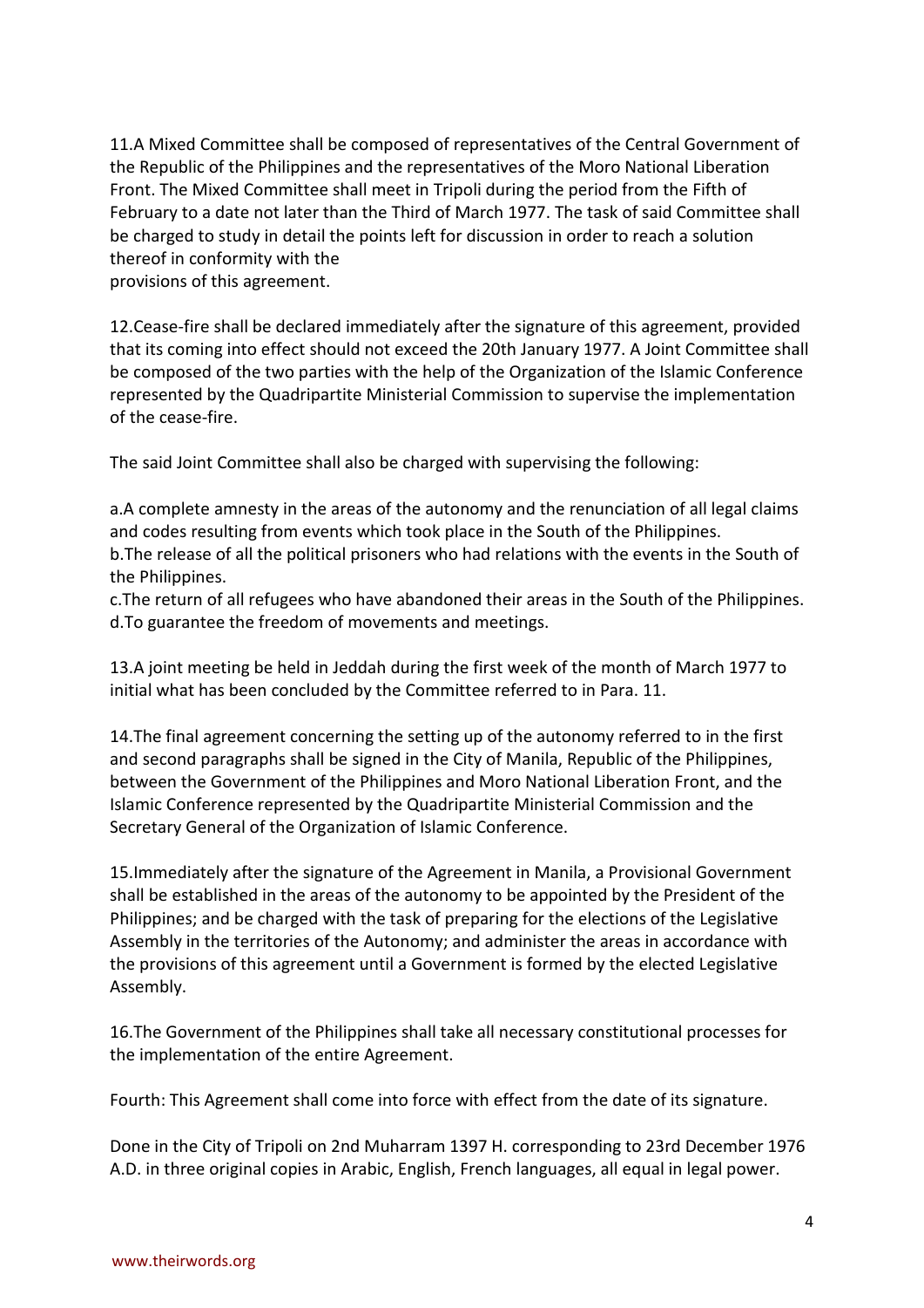11.A Mixed Committee shall be composed of representatives of the Central Government of the Republic of the Philippines and the representatives of the Moro National Liberation Front. The Mixed Committee shall meet in Tripoli during the period from the Fifth of February to a date not later than the Third of March 1977. The task of said Committee shall be charged to study in detail the points left for discussion in order to reach a solution thereof in conformity with the provisions of this agreement.

12.Cease-fire shall be declared immediately after the signature of this agreement, provided that its coming into effect should not exceed the 20th January 1977. A Joint Committee shall be composed of the two parties with the help of the Organization of the Islamic Conference represented by the Quadripartite Ministerial Commission to supervise the implementation of the cease-fire.

The said Joint Committee shall also be charged with supervising the following:

a.A complete amnesty in the areas of the autonomy and the renunciation of all legal claims and codes resulting from events which took place in the South of the Philippines.
b.The release of all the political prisoners who had relations with the events in the South of the Philippines.
c.The return of all refugees who have abandoned their areas in the South of the Philippines.
d.To guarantee the freedom of movements and meetings.

13.A joint meeting be held in Jeddah during the first week of the month of March 1977 to initial what has been concluded by the Committee referred to in Para. 11.

14.The final agreement concerning the setting up of the autonomy referred to in the first and second paragraphs shall be signed in the City of Manila, Republic of the Philippines, between the Government of the Philippines and Moro National Liberation Front, and the Islamic Conference represented by the Quadripartite Ministerial Commission and the Secretary General of the Organization of Islamic Conference.

15.Immediately after the signature of the Agreement in Manila, a Provisional Government shall be established in the areas of the autonomy to be appointed by the President of the Philippines; and be charged with the task of preparing for the elections of the Legislative Assembly in the territories of the Autonomy; and administer the areas in accordance with the provisions of this agreement until a Government is formed by the elected Legislative Assembly.

16.The Government of the Philippines shall take all necessary constitutional processes for the implementation of the entire Agreement.

Fourth: This Agreement shall come into force with effect from the date of its signature.

Done in the City of Tripoli on 2nd Muharram 1397 H. corresponding to 23rd December 1976 A.D. in three original copies in Arabic, English, French languages, all equal in legal power.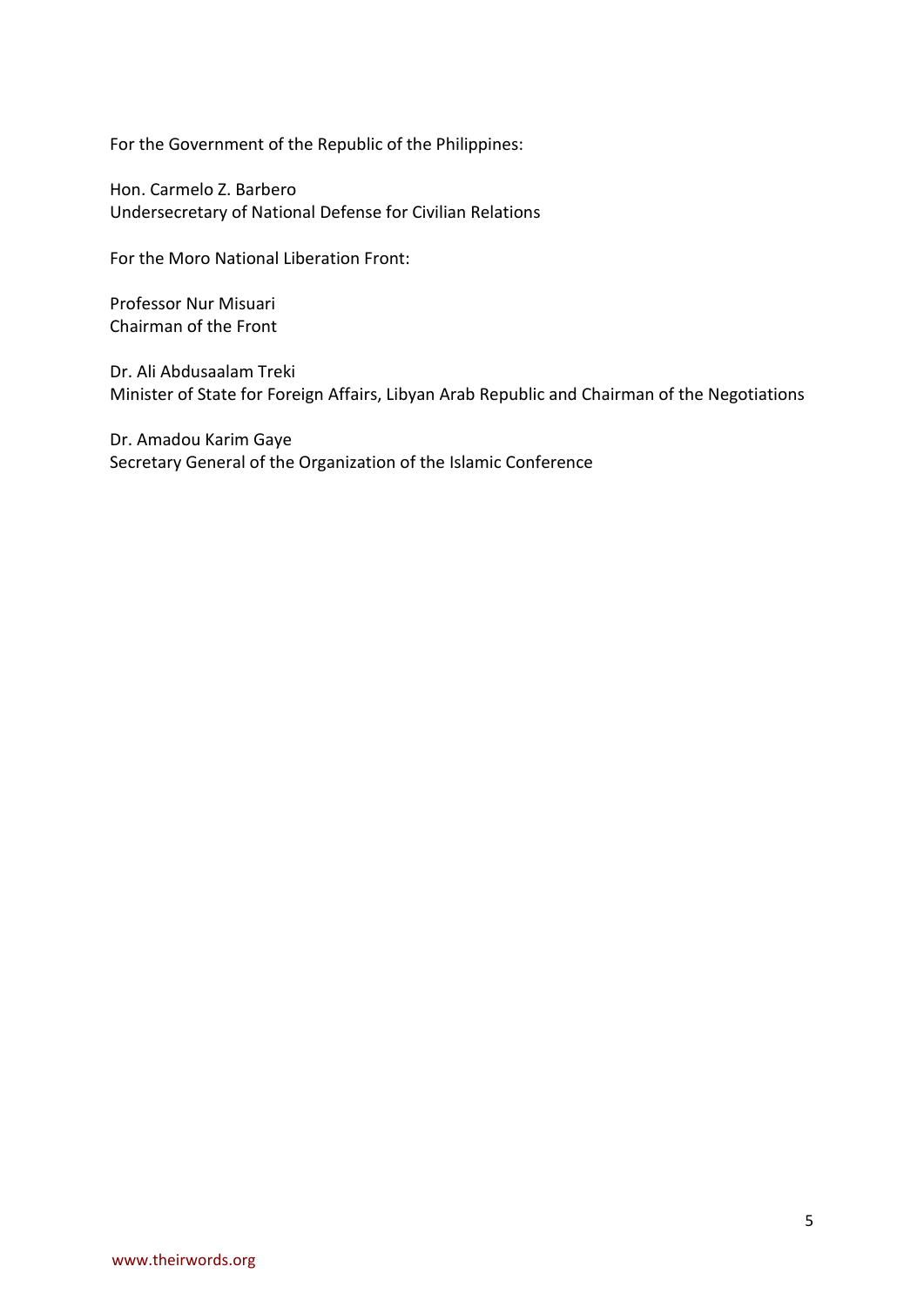For the Government of the Republic of the Philippines:

Hon. Carmelo Z. Barbero
Undersecretary of National Defense for Civilian Relations

For the Moro National Liberation Front:

Professor Nur Misuari
Chairman of the Front

Dr. Ali Abdusaalam Treki
Minister of State for Foreign Affairs, Libyan Arab Republic and Chairman of the Negotiations

Dr. Amadou Karim Gaye
Secretary General of the Organization of the Islamic Conference